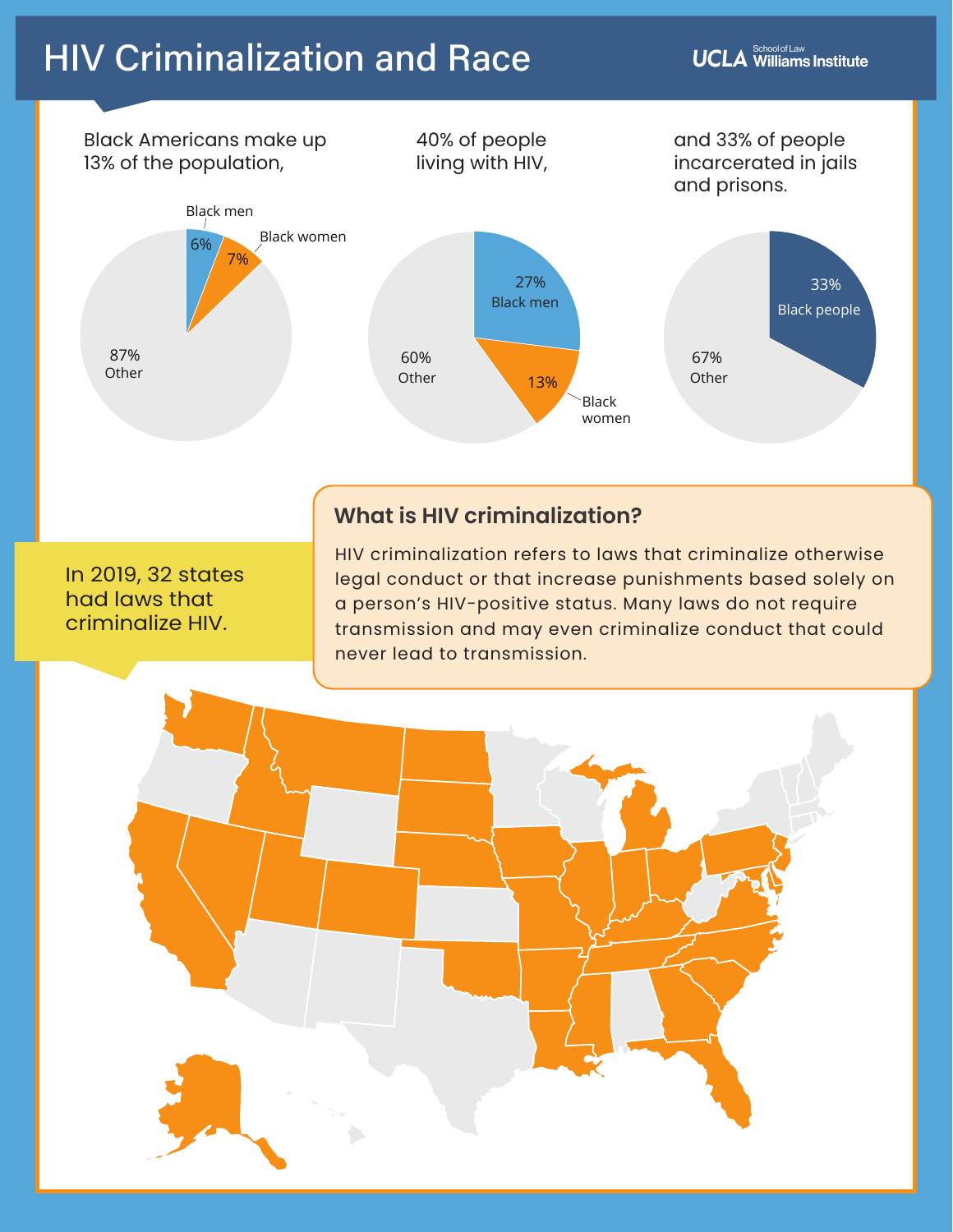# HIV Criminalization and Race

UCLA School of Law Williams Institute

Black Americans make up 13% of the population,

Black men 6%

Black women 7%

87% Other

40% of people living with HIV,

27% Black men

13% Black women

60% Other

and 33% of people incarcerated in jails and prisons.

33% Black people

67% Other

## What is HIV criminalization?

HIV criminalization refers to laws that criminalize otherwise legal conduct or that increase punishments based solely on a person's HIV-positive status. Many laws do not require transmission and may even criminalize conduct that could never lead to transmission.

In 2019, 32 states had laws that criminalize HIV.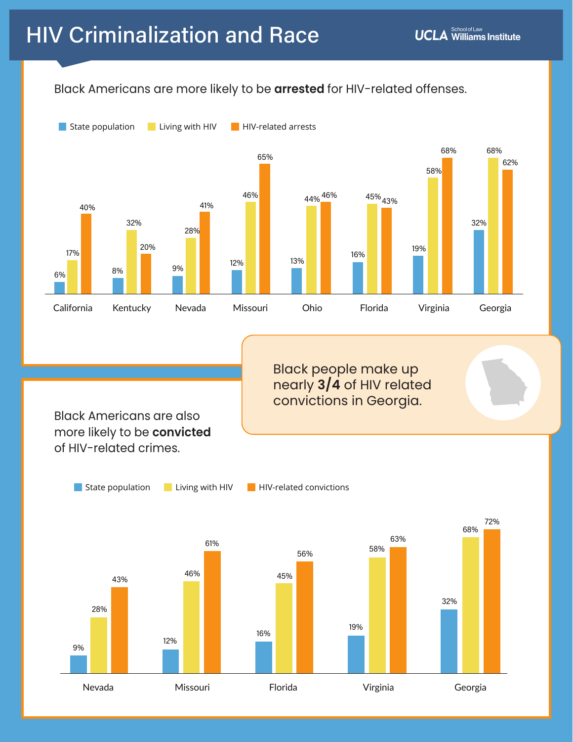# HIV Criminalization and Race

UCLA School of Law Williams Institute

Black Americans are more likely to be **arrested** for HIV-related offenses.

| | State population | Living with HIV | HIV-related arrests |
|---|---|---|---|
| California | 6% | 17% | 40% |
| Kentucky | 8% | 32% | 20% |
| Nevada | 9% | 28% | 41% |
| Missouri | 12% | 46% | 65% |
| Ohio | 13% | 44% | 46% |
| Florida | 16% | 45% | 43% |
| Virginia | 19% | 58% | 68% |
| Georgia | 32% | 68% | 62% |

Black people make up nearly **3/4** of HIV related convictions in Georgia.

Black Americans are also more likely to be **convicted** of HIV-related crimes.

| | State population | Living with HIV | HIV-related convictions |
|---|---|---|---|
| Nevada | 9% | 28% | 43% |
| Missouri | 12% | 46% | 61% |
| Florida | 16% | 45% | 56% |
| Virginia | 19% | 58% | 63% |
| Georgia | 32% | 68% | 72% |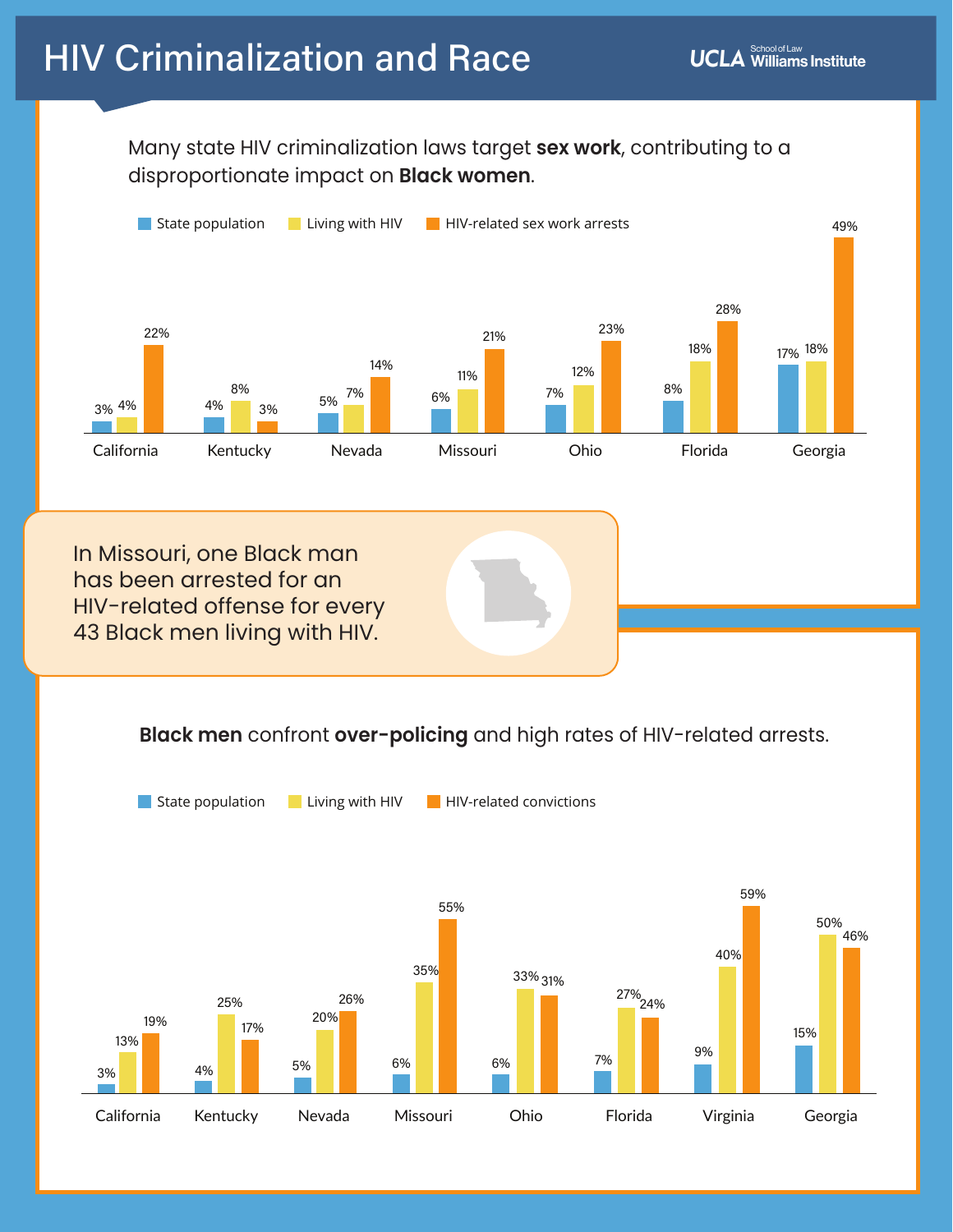# HIV Criminalization and Race

UCLA School of Law Williams Institute

Many state HIV criminalization laws target **sex work**, contributing to a disproportionate impact on **Black women**.

| State | State population | Living with HIV | HIV-related sex work arrests |
| --- | --- | --- | --- |
| California | 3% | 4% | 22% |
| Kentucky | 4% | 8% | 3% |
| Nevada | 5% | 7% | 14% |
| Missouri | 6% | 11% | 21% |
| Ohio | 7% | 12% | 23% |
| Florida | 8% | 18% | 28% |
| Georgia | 17% | 18% | 49% |

In Missouri, one Black man has been arrested for an HIV-related offense for every 43 Black men living with HIV.

**Black men** confront **over-policing** and high rates of HIV-related arrests.

| State | State population | Living with HIV | HIV-related convictions |
| --- | --- | --- | --- |
| California | 3% | 13% | 19% |
| Kentucky | 4% | 25% | 17% |
| Nevada | 5% | 20% | 26% |
| Missouri | 6% | 35% | 55% |
| Ohio | 6% | 33% | 31% |
| Florida | 7% | 27% | 24% |
| Virginia | 9% | 40% | 59% |
| Georgia | 15% | 50% | 46% |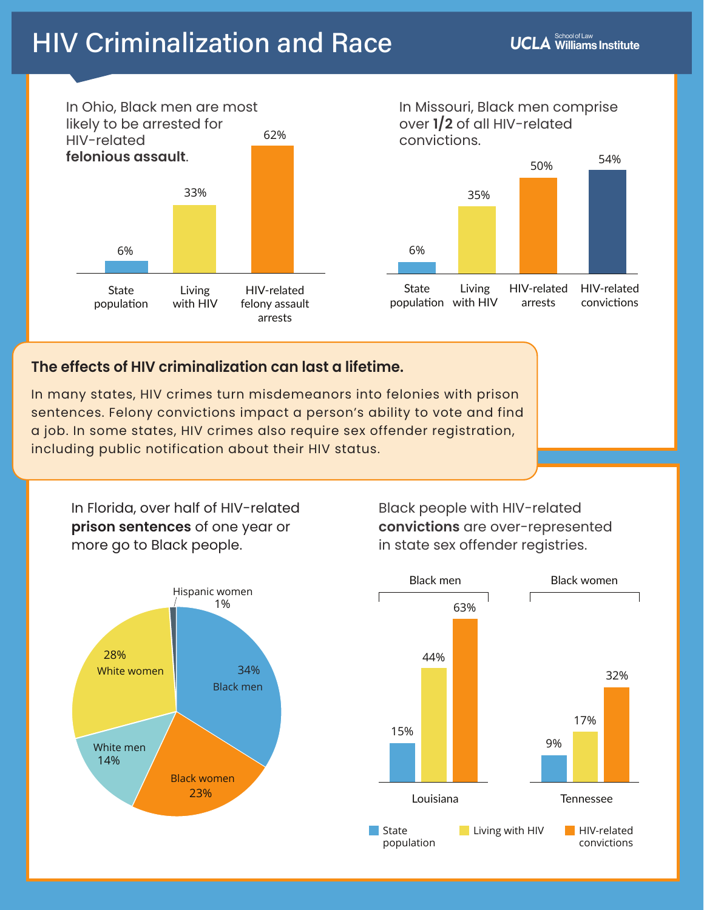# HIV Criminalization and Race

UCLA School of Law Williams Institute

In Ohio, Black men are most likely to be arrested for HIV-related **felonious assault**.

6%
State population

33%
Living with HIV

62%
HIV-related felony assault arrests

In Missouri, Black men comprise over **1/2** of all HIV-related convictions.

6%
State population

35%
Living with HIV

50%
HIV-related arrests

54%
HIV-related convictions

**The effects of HIV criminalization can last a lifetime.**

In many states, HIV crimes turn misdemeanors into felonies with prison sentences. Felony convictions impact a person's ability to vote and find a job. In some states, HIV crimes also require sex offender registration, including public notification about their HIV status.

In Florida, over half of HIV-related **prison sentences** of one year or more go to Black people.

Hispanic women 1%
34% Black men
23% Black women
14% White men
28% White women

Black people with HIV-related **convictions** are over-represented in state sex offender registries.

Black men
Louisiana
15%
44%
63%

Black women
Tennessee
9%
17%
32%

State population
Living with HIV
HIV-related convictions